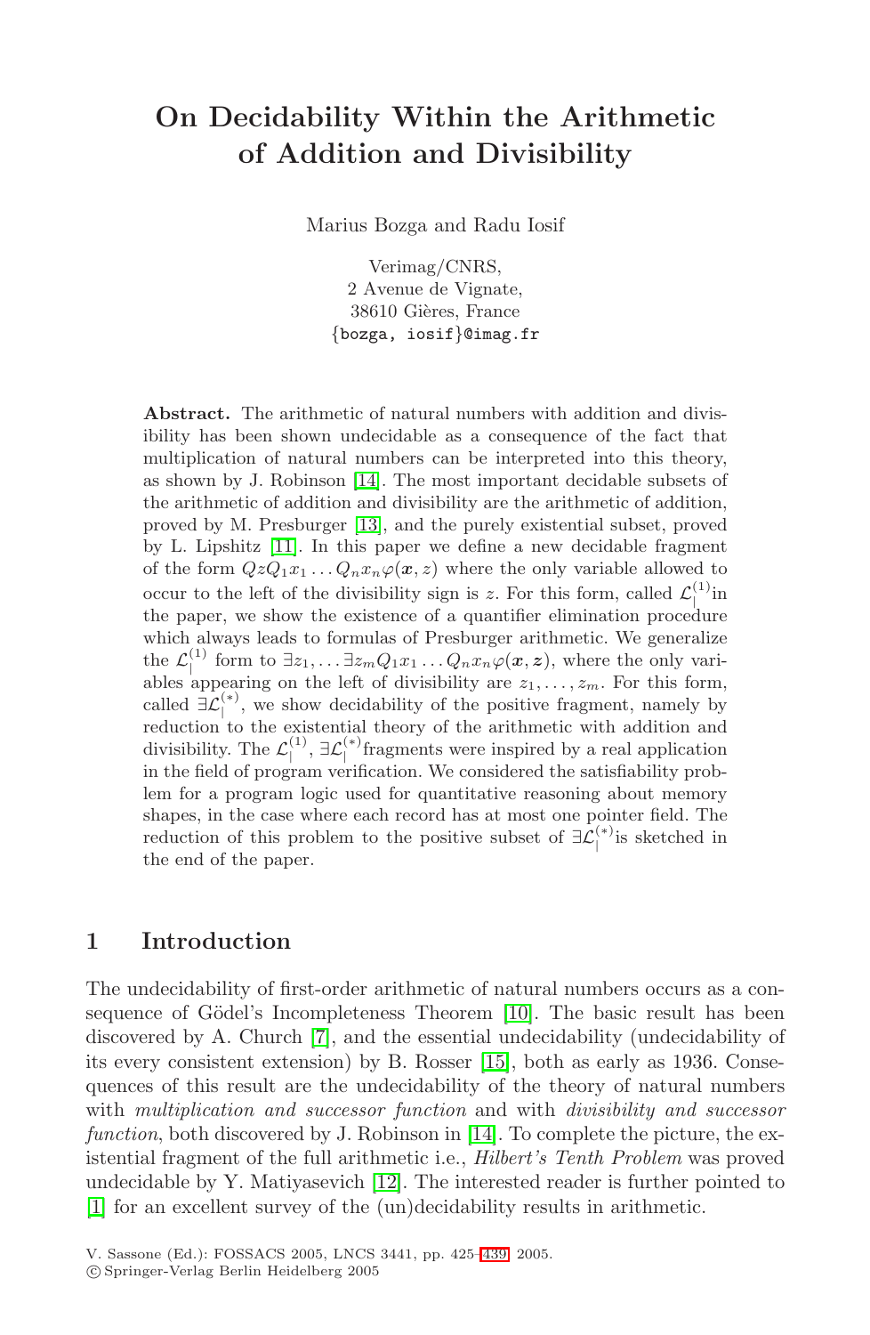# On Decidability Within the Arithmetic of Addition and Divisibility

Marius Bozga and Radu Iosif

Verimag/CNRS,
2 Avenue de Vignate,
38610 Gières, France
{bozga, iosif}@imag.fr

**Abstract.** The arithmetic of natural numbers with addition and divisibility has been shown undecidable as a consequence of the fact that multiplication of natural numbers can be interpreted into this theory, as shown by J. Robinson [14]. The most important decidable subsets of the arithmetic of addition and divisibility are the arithmetic of addition, proved by M. Presburger [13], and the purely existential subset, proved by L. Lipshitz [11]. In this paper we define a new decidable fragment of the form $QzQ_1x_1 \ldots Q_nx_n\varphi(\boldsymbol{x}, z)$ where the only variable allowed to occur to the left of the divisibility sign is $z$. For this form, called $\mathcal{L}_{|}^{(1)}$ in the paper, we show the existence of a quantifier elimination procedure which always leads to formulas of Presburger arithmetic. We generalize the $\mathcal{L}_{|}^{(1)}$ form to $\exists z_1, \ldots \exists z_m Q_1x_1 \ldots Q_nx_n\varphi(\boldsymbol{x}, \boldsymbol{z})$, where the only variables appearing on the left of divisibility are $z_1, \ldots, z_m$. For this form, called $\exists\mathcal{L}_{|}^{(*)}$, we show decidability of the positive fragment, namely by reduction to the existential theory of the arithmetic with addition and divisibility. The $\mathcal{L}_{|}^{(1)}$, $\exists\mathcal{L}_{|}^{(*)}$ fragments were inspired by a real application in the field of program verification. We considered the satisfiability problem for a program logic used for quantitative reasoning about memory shapes, in the case where each record has at most one pointer field. The reduction of this problem to the positive subset of $\exists\mathcal{L}_{|}^{(*)}$ is sketched in the end of the paper.

## 1 Introduction

The undecidability of first-order arithmetic of natural numbers occurs as a consequence of Gödel's Incompleteness Theorem [10]. The basic result has been discovered by A. Church [7], and the essential undecidability (undecidability of its every consistent extension) by B. Rosser [15], both as early as 1936. Consequences of this result are the undecidability of the theory of natural numbers with *multiplication and successor function* and with *divisibility and successor function*, both discovered by J. Robinson in [14]. To complete the picture, the existential fragment of the full arithmetic i.e., *Hilbert's Tenth Problem* was proved undecidable by Y. Matiyasevich [12]. The interested reader is further pointed to [1] for an excellent survey of the (un)decidability results in arithmetic.

V. Sassone (Ed.): FOSSACS 2005, LNCS 3441, pp. 425–439, 2005.
© Springer-Verlag Berlin Heidelberg 2005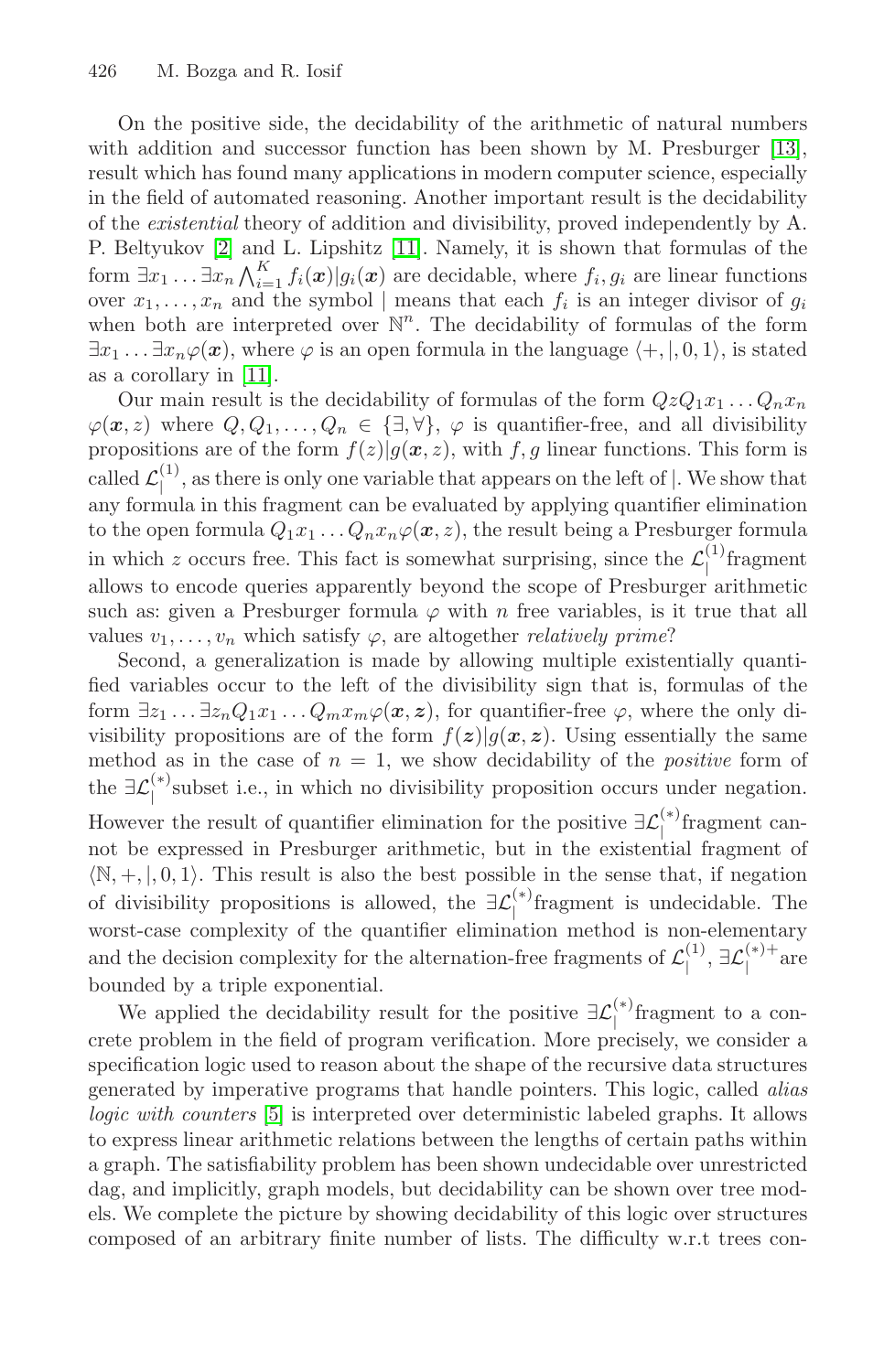On the positive side, the decidability of the arithmetic of natural numbers with addition and successor function has been shown by M. Presburger [13], result which has found many applications in modern computer science, especially in the field of automated reasoning. Another important result is the decidability of the *existential* theory of addition and divisibility, proved independently by A. P. Beltyukov [2] and L. Lipshitz [11]. Namely, it is shown that formulas of the form $\exists x_1 \ldots \exists x_n \bigwedge_{i=1}^{K} f_i(\boldsymbol{x}) | g_i(\boldsymbol{x})$ are decidable, where $f_i, g_i$ are linear functions over $x_1, \ldots, x_n$ and the symbol $|$ means that each $f_i$ is an integer divisor of $g_i$ when both are interpreted over $\mathbb{N}^n$. The decidability of formulas of the form $\exists x_1 \ldots \exists x_n \varphi(\boldsymbol{x})$, where $\varphi$ is an open formula in the language $\langle +, |, 0, 1 \rangle$, is stated as a corollary in [11].

Our main result is the decidability of formulas of the form $Qz Q_1 x_1 \ldots Q_n x_n \varphi(\boldsymbol{x}, z)$ where $Q, Q_1, \ldots, Q_n \in \{\exists, \forall\}$, $\varphi$ is quantifier-free, and all divisibility propositions are of the form $f(z) | g(\boldsymbol{x}, z)$, with $f, g$ linear functions. This form is called $\mathcal{L}_{|}^{(1)}$, as there is only one variable that appears on the left of $|$. We show that any formula in this fragment can be evaluated by applying quantifier elimination to the open formula $Q_1 x_1 \ldots Q_n x_n \varphi(\boldsymbol{x}, z)$, the result being a Presburger formula in which $z$ occurs free. This fact is somewhat surprising, since the $\mathcal{L}_{|}^{(1)}$ fragment allows to encode queries apparently beyond the scope of Presburger arithmetic such as: given a Presburger formula $\varphi$ with $n$ free variables, is it true that all values $v_1, \ldots, v_n$ which satisfy $\varphi$, are altogether *relatively prime*?

Second, a generalization is made by allowing multiple existentially quantified variables occur to the left of the divisibility sign that is, formulas of the form $\exists z_1 \ldots \exists z_n Q_1 x_1 \ldots Q_m x_m \varphi(\boldsymbol{x}, \boldsymbol{z})$, for quantifier-free $\varphi$, where the only divisibility propositions are of the form $f(\boldsymbol{z}) | g(\boldsymbol{x}, \boldsymbol{z})$. Using essentially the same method as in the case of $n = 1$, we show decidability of the *positive* form of the $\exists \mathcal{L}_{|}^{(*)}$ subset i.e., in which no divisibility proposition occurs under negation. However the result of quantifier elimination for the positive $\exists \mathcal{L}_{|}^{(*)}$ fragment cannot be expressed in Presburger arithmetic, but in the existential fragment of $\langle \mathbb{N}, +, |, 0, 1 \rangle$. This result is also the best possible in the sense that, if negation of divisibility propositions is allowed, the $\exists \mathcal{L}_{|}^{(*)}$ fragment is undecidable. The worst-case complexity of the quantifier elimination method is non-elementary and the decision complexity for the alternation-free fragments of $\mathcal{L}_{|}^{(1)}$, $\exists \mathcal{L}_{|}^{(*)+}$ are bounded by a triple exponential.

We applied the decidability result for the positive $\exists \mathcal{L}_{|}^{(*)}$ fragment to a concrete problem in the field of program verification. More precisely, we consider a specification logic used to reason about the shape of the recursive data structures generated by imperative programs that handle pointers. This logic, called *alias logic with counters* [5] is interpreted over deterministic labeled graphs. It allows to express linear arithmetic relations between the lengths of certain paths within a graph. The satisfiability problem has been shown undecidable over unrestricted dag, and implicitly, graph models, but decidability can be shown over tree models. We complete the picture by showing decidability of this logic over structures composed of an arbitrary finite number of lists. The difficulty w.r.t trees con-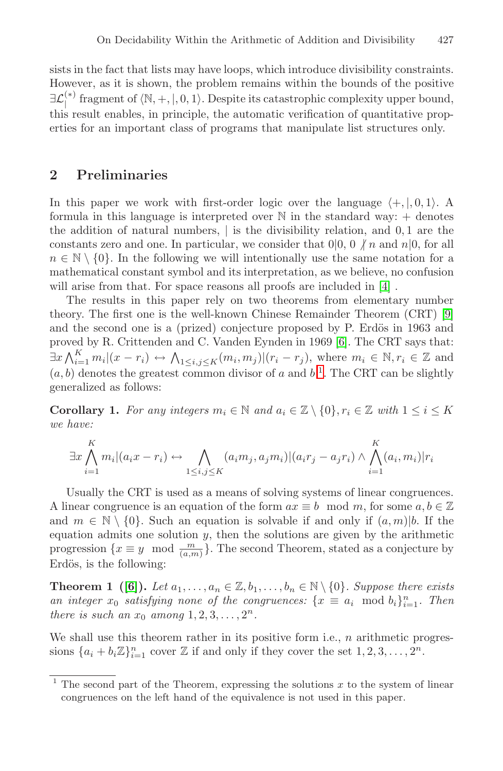sists in the fact that lists may have loops, which introduce divisibility constraints. However, as it is shown, the problem remains within the bounds of the positive $\exists\mathcal{L}_{|}^{(*)}$ fragment of $\langle \mathbb{N}, +, |, 0, 1\rangle$. Despite its catastrophic complexity upper bound, this result enables, in principle, the automatic verification of quantitative properties for an important class of programs that manipulate list structures only.

## 2 Preliminaries

In this paper we work with first-order logic over the language $\langle +, |, 0, 1\rangle$. A formula in this language is interpreted over $\mathbb{N}$ in the standard way: $+$ denotes the addition of natural numbers, $|$ is the divisibility relation, and $0, 1$ are the constants zero and one. In particular, we consider that $0|0$, $0 \not| n$ and $n|0$, for all $n \in \mathbb{N} \setminus \{0\}$. In the following we will intentionally use the same notation for a mathematical constant symbol and its interpretation, as we believe, no confusion will arise from that. For space reasons all proofs are included in [4] .

The results in this paper rely on two theorems from elementary number theory. The first one is the well-known Chinese Remainder Theorem (CRT) [9] and the second one is a (prized) conjecture proposed by P. Erdös in 1963 and proved by R. Crittenden and C. Vanden Eynden in 1969 [6]. The CRT says that: $\exists x \bigwedge_{i=1}^{K} m_i|(x - r_i) \leftrightarrow \bigwedge_{1\leq i,j\leq K}(m_i, m_j)|(r_i - r_j)$, where $m_i \in \mathbb{N}, r_i \in \mathbb{Z}$ and $(a, b)$ denotes the greatest common divisor of $a$ and $b$ [1]. The CRT can be slightly generalized as follows:

**Corollary 1.** *For any integers $m_i \in \mathbb{N}$ and $a_i \in \mathbb{Z} \setminus \{0\}, r_i \in \mathbb{Z}$ with $1 \leq i \leq K$ we have:*

$$\exists x \bigwedge_{i=1}^{K} m_i|(a_i x - r_i) \leftrightarrow \bigwedge_{1\leq i,j\leq K} (a_i m_j, a_j m_i)|(a_i r_j - a_j r_i) \wedge \bigwedge_{i=1}^{K} (a_i, m_i)|r_i$$

Usually the CRT is used as a means of solving systems of linear congruences. A linear congruence is an equation of the form $ax \equiv b \mod m$, for some $a, b \in \mathbb{Z}$ and $m \in \mathbb{N} \setminus \{0\}$. Such an equation is solvable if and only if $(a, m)|b$. If the equation admits one solution $y$, then the solutions are given by the arithmetic progression $\{x \equiv y \mod \frac{m}{(a,m)}\}$. The second Theorem, stated as a conjecture by Erdös, is the following:

**Theorem 1 ([6]).** *Let $a_1, \ldots, a_n \in \mathbb{Z}, b_1, \ldots, b_n \in \mathbb{N} \setminus \{0\}$. Suppose there exists an integer $x_0$ satisfying none of the congruences: $\{x \equiv a_i \mod b_i\}_{i=1}^{n}$. Then there is such an $x_0$ among $1, 2, 3, \ldots, 2^n$.*

We shall use this theorem rather in its positive form i.e., $n$ arithmetic progressions $\{a_i + b_i\mathbb{Z}\}_{i=1}^{n}$ cover $\mathbb{Z}$ if and only if they cover the set $1, 2, 3, \ldots, 2^n$.

[1] The second part of the Theorem, expressing the solutions $x$ to the system of linear congruences on the left hand of the equivalence is not used in this paper.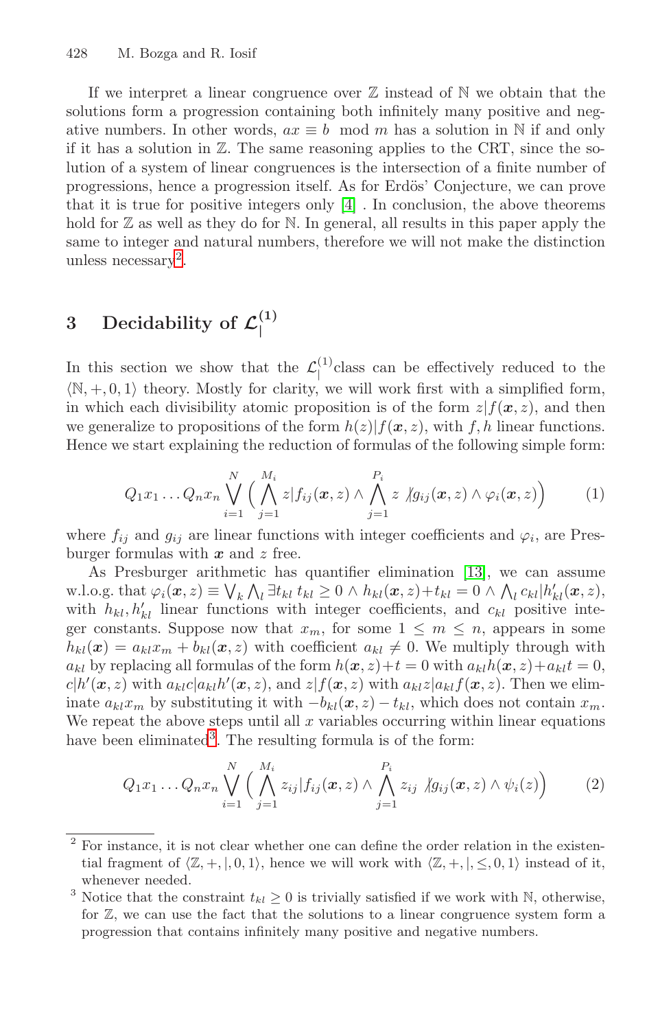If we interpret a linear congruence over $\mathbb{Z}$ instead of $\mathbb{N}$ we obtain that the solutions form a progression containing both infinitely many positive and negative numbers. In other words, $ax \equiv b \mod m$ has a solution in $\mathbb{N}$ if and only if it has a solution in $\mathbb{Z}$. The same reasoning applies to the CRT, since the solution of a system of linear congruences is the intersection of a finite number of progressions, hence a progression itself. As for Erdös' Conjecture, we can prove that it is true for positive integers only [4] . In conclusion, the above theorems hold for $\mathbb{Z}$ as well as they do for $\mathbb{N}$. In general, all results in this paper apply the same to integer and natural numbers, therefore we will not make the distinction unless necessary[2].

## 3 Decidability of $\mathcal{L}_{|}^{(1)}$

In this section we show that the $\mathcal{L}_{|}^{(1)}$class can be effectively reduced to the $\langle \mathbb{N}, +, 0, 1 \rangle$ theory. Mostly for clarity, we will work first with a simplified form, in which each divisibility atomic proposition is of the form $z | f(\boldsymbol{x}, z)$, and then we generalize to propositions of the form $h(z) | f(\boldsymbol{x}, z)$, with $f, h$ linear functions. Hence we start explaining the reduction of formulas of the following simple form:

$$Q_1 x_1 \ldots Q_n x_n \bigvee_{i=1}^{N} \Big( \bigwedge_{j=1}^{M_i} z | f_{ij}(\boldsymbol{x}, z) \wedge \bigwedge_{j=1}^{P_i} z \not| g_{ij}(\boldsymbol{x}, z) \wedge \varphi_i(\boldsymbol{x}, z) \Big) \tag{1}$$

where $f_{ij}$ and $g_{ij}$ are linear functions with integer coefficients and $\varphi_i$, are Presburger formulas with $\boldsymbol{x}$ and $z$ free.

As Presburger arithmetic has quantifier elimination [13], we can assume w.l.o.g. that $\varphi_i(\boldsymbol{x}, z) \equiv \bigvee_k \bigwedge_l \exists t_{kl} \; t_{kl} \geq 0 \wedge h_{kl}(\boldsymbol{x}, z) + t_{kl} = 0 \wedge \bigwedge_l c_{kl} | h'_{kl}(\boldsymbol{x}, z)$, with $h_{kl}, h'_{kl}$ linear functions with integer coefficients, and $c_{kl}$ positive integer constants. Suppose now that $x_m$, for some $1 \leq m \leq n$, appears in some $h_{kl}(\boldsymbol{x}) = a_{kl} x_m + b_{kl}(\boldsymbol{x}, z)$ with coefficient $a_{kl} \neq 0$. We multiply through with $a_{kl}$ by replacing all formulas of the form $h(\boldsymbol{x}, z) + t = 0$ with $a_{kl} h(\boldsymbol{x}, z) + a_{kl} t = 0$, $c | h'(\boldsymbol{x}, z)$ with $a_{kl} c | a_{kl} h'(\boldsymbol{x}, z)$, and $z | f(\boldsymbol{x}, z)$ with $a_{kl} z | a_{kl} f(\boldsymbol{x}, z)$. Then we eliminate $a_{kl} x_m$ by substituting it with $-b_{kl}(\boldsymbol{x}, z) - t_{kl}$, which does not contain $x_m$. We repeat the above steps until all $x$ variables occurring within linear equations have been eliminated[3]. The resulting formula is of the form:

$$Q_1 x_1 \ldots Q_n x_n \bigvee_{i=1}^{N} \Big( \bigwedge_{j=1}^{M_i} z_{ij} | f_{ij}(\boldsymbol{x}, z) \wedge \bigwedge_{j=1}^{P_i} z_{ij} \not| g_{ij}(\boldsymbol{x}, z) \wedge \psi_i(z) \Big) \tag{2}$$

---

[2] For instance, it is not clear whether one can define the order relation in the existential fragment of $\langle \mathbb{Z}, +, |, 0, 1 \rangle$, hence we will work with $\langle \mathbb{Z}, +, |, \leq, 0, 1 \rangle$ instead of it, whenever needed.

[3] Notice that the constraint $t_{kl} \geq 0$ is trivially satisfied if we work with $\mathbb{N}$, otherwise, for $\mathbb{Z}$, we can use the fact that the solutions to a linear congruence system form a progression that contains infinitely many positive and negative numbers.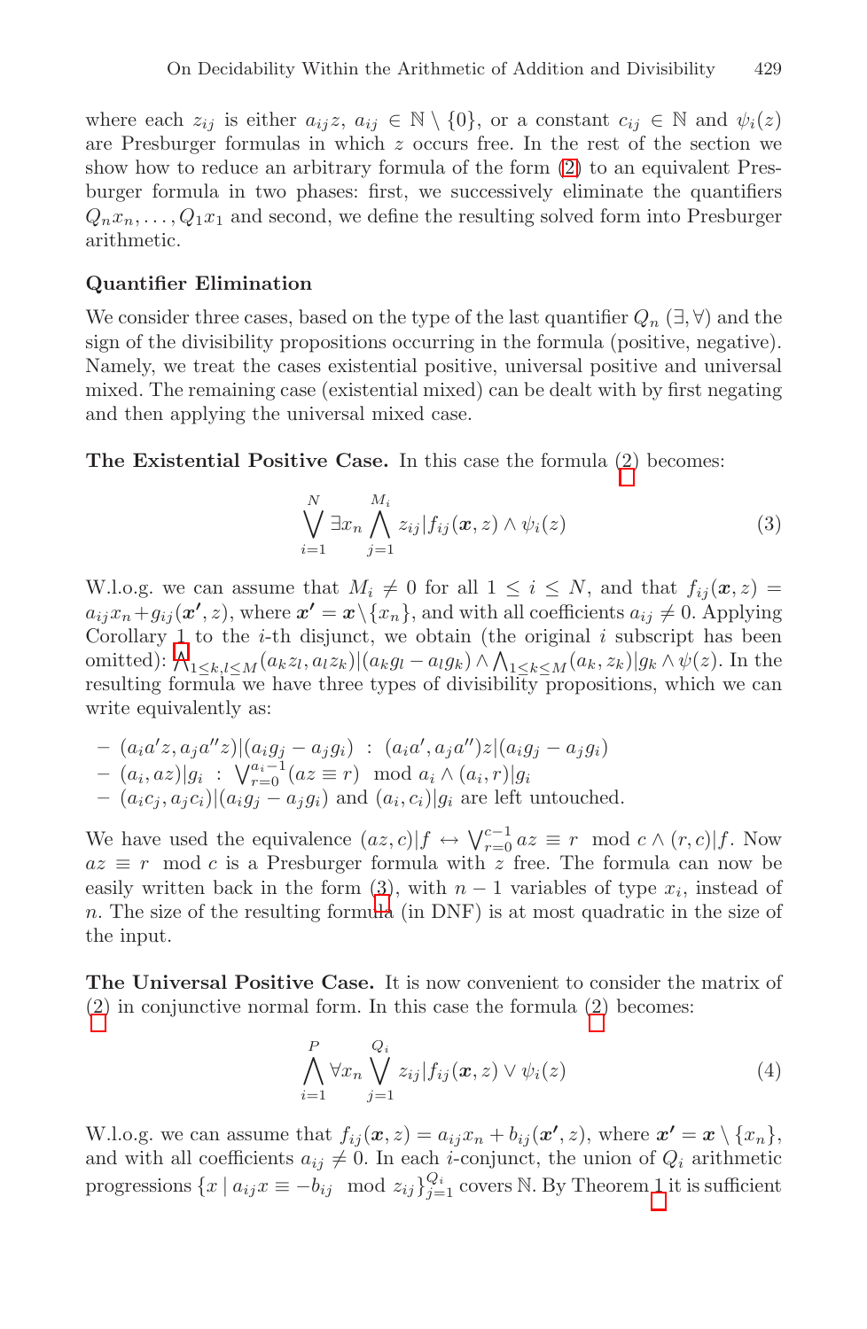where each $z_{ij}$ is either $a_{ij}z$, $a_{ij} \in \mathbb{N} \setminus \{0\}$, or a constant $c_{ij} \in \mathbb{N}$ and $\psi_i(z)$ are Presburger formulas in which $z$ occurs free. In the rest of the section we show how to reduce an arbitrary formula of the form (2) to an equivalent Presburger formula in two phases: first, we successively eliminate the quantifiers $Q_n x_n, \ldots, Q_1 x_1$ and second, we define the resulting solved form into Presburger arithmetic.

**Quantifier Elimination**

We consider three cases, based on the type of the last quantifier $Q_n$ ($\exists, \forall$) and the sign of the divisibility propositions occurring in the formula (positive, negative). Namely, we treat the cases existential positive, universal positive and universal mixed. The remaining case (existential mixed) can be dealt with by first negating and then applying the universal mixed case.

**The Existential Positive Case.** In this case the formula (2) becomes:

$$\bigvee_{i=1}^{N} \exists x_n \bigwedge_{j=1}^{M_i} z_{ij} | f_{ij}(\boldsymbol{x}, z) \wedge \psi_i(z) \tag{3}$$

W.l.o.g. we can assume that $M_i \neq 0$ for all $1 \leq i \leq N$, and that $f_{ij}(\boldsymbol{x}, z) = a_{ij}x_n + g_{ij}(\boldsymbol{x'}, z)$, where $\boldsymbol{x'} = \boldsymbol{x} \setminus \{x_n\}$, and with all coefficients $a_{ij} \neq 0$. Applying Corollary 1 to the $i$-th disjunct, we obtain (the original $i$ subscript has been omitted): $\bigwedge_{1 \leq k,l \leq M}(a_k z_l, a_l z_k) | (a_k g_l - a_l g_k) \wedge \bigwedge_{1 \leq k \leq M}(a_k, z_k) | g_k \wedge \psi(z)$. In the resulting formula we have three types of divisibility propositions, which we can write equivalently as:

- $(a_i a' z, a_j a'' z) | (a_i g_j - a_j g_i)$ : $(a_i a', a_j a'')z | (a_i g_j - a_j g_i)$
- $(a_i, az) | g_i$ : $\bigvee_{r=0}^{a_i - 1} (az \equiv r) \mod a_i \wedge (a_i, r) | g_i$
- $(a_i c_j, a_j c_i) | (a_i g_j - a_j g_i)$ and $(a_i, c_i) | g_i$ are left untouched.

We have used the equivalence $(az, c) | f \leftrightarrow \bigvee_{r=0}^{c-1} az \equiv r \mod c \wedge (r, c) | f$. Now $az \equiv r \mod c$ is a Presburger formula with $z$ free. The formula can now be easily written back in the form (3), with $n - 1$ variables of type $x_i$, instead of $n$. The size of the resulting formula (in DNF) is at most quadratic in the size of the input.

**The Universal Positive Case.** It is now convenient to consider the matrix of (2) in conjunctive normal form. In this case the formula (2) becomes:

$$\bigwedge_{i=1}^{P} \forall x_n \bigvee_{j=1}^{Q_i} z_{ij} | f_{ij}(\boldsymbol{x}, z) \vee \psi_i(z) \tag{4}$$

W.l.o.g. we can assume that $f_{ij}(\boldsymbol{x}, z) = a_{ij}x_n + b_{ij}(\boldsymbol{x'}, z)$, where $\boldsymbol{x'} = \boldsymbol{x} \setminus \{x_n\}$, and with all coefficients $a_{ij} \neq 0$. In each $i$-conjunct, the union of $Q_i$ arithmetic progressions $\{x \mid a_{ij}x \equiv -b_{ij} \mod z_{ij}\}_{j=1}^{Q_i}$ covers $\mathbb{N}$. By Theorem 1 it is sufficient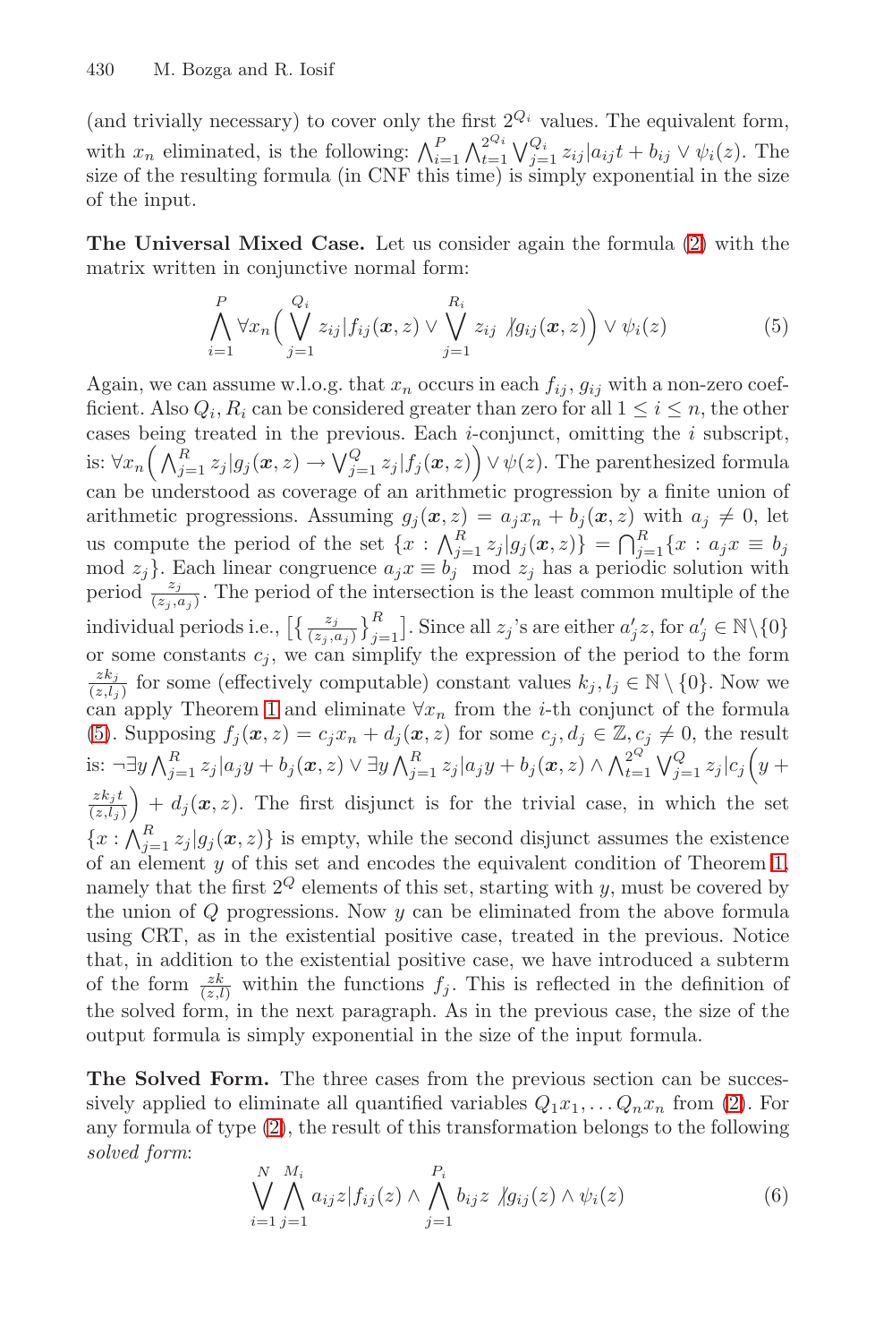(and trivially necessary) to cover only the first $2^{Q_i}$ values. The equivalent form, with $x_n$ eliminated, is the following: $\bigwedge_{i=1}^{P} \bigwedge_{t=1}^{2^{Q_i}} \bigvee_{j=1}^{Q_i} z_{ij} | a_{ij} t + b_{ij} \vee \psi_i(z)$. The size of the resulting formula (in CNF this time) is simply exponential in the size of the input.

**The Universal Mixed Case.** Let us consider again the formula (2) with the matrix written in conjunctive normal form:

$$\bigwedge_{i=1}^{P} \forall x_n \Big( \bigvee_{j=1}^{Q_i} z_{ij} | f_{ij}(\boldsymbol{x}, z) \vee \bigvee_{j=1}^{R_i} z_{ij} \not| g_{ij}(\boldsymbol{x}, z) \Big) \vee \psi_i(z) \tag{5}$$

Again, we can assume w.l.o.g. that $x_n$ occurs in each $f_{ij}, g_{ij}$ with a non-zero coefficient. Also $Q_i, R_i$ can be considered greater than zero for all $1 \le i \le n$, the other cases being treated in the previous. Each $i$-conjunct, omitting the $i$ subscript, is: $\forall x_n \Big( \bigwedge_{j=1}^{R} z_j | g_j(\boldsymbol{x}, z) \rightarrow \bigvee_{j=1}^{Q} z_j | f_j(\boldsymbol{x}, z) \Big) \vee \psi(z)$. The parenthesized formula can be understood as coverage of an arithmetic progression by a finite union of arithmetic progressions. Assuming $g_j(\boldsymbol{x}, z) = a_j x_n + b_j(\boldsymbol{x}, z)$ with $a_j \neq 0$, let us compute the period of the set $\{x : \bigwedge_{j=1}^{R} z_j | g_j(\boldsymbol{x}, z)\} = \bigcap_{j=1}^{R} \{x : a_j x \equiv b_j \mod z_j\}$. Each linear congruence $a_j x \equiv b_j \mod z_j$ has a periodic solution with period $\frac{z_j}{(z_j, a_j)}$. The period of the intersection is the least common multiple of the individual periods i.e., $\big[\{\frac{z_j}{(z_j, a_j)}\}_{j=1}^{R}\big]$. Since all $z_j$'s are either $a'_j z$, for $a'_j \in \mathbb{N} \setminus \{0\}$ or some constants $c_j$, we can simplify the expression of the period to the form $\frac{z k_j}{(z, l_j)}$ for some (effectively computable) constant values $k_j, l_j \in \mathbb{N} \setminus \{0\}$. Now we can apply Theorem 1 and eliminate $\forall x_n$ from the $i$-th conjunct of the formula (5). Supposing $f_j(\boldsymbol{x}, z) = c_j x_n + d_j(\boldsymbol{x}, z)$ for some $c_j, d_j \in \mathbb{Z}, c_j \neq 0$, the result is: $\neg \exists y \bigwedge_{j=1}^{R} z_j | a_j y + b_j(\boldsymbol{x}, z) \vee \exists y \bigwedge_{j=1}^{R} z_j | a_j y + b_j(\boldsymbol{x}, z) \wedge \bigwedge_{t=1}^{2^Q} \bigvee_{j=1}^{Q} z_j | c_j \Big( y + \frac{z k_j t}{(z, l_j)} \Big) + d_j(\boldsymbol{x}, z)$. The first disjunct is for the trivial case, in which the set $\{x : \bigwedge_{j=1}^{R} z_j | g_j(\boldsymbol{x}, z)\}$ is empty, while the second disjunct assumes the existence of an element $y$ of this set and encodes the equivalent condition of Theorem 1, namely that the first $2^Q$ elements of this set, starting with $y$, must be covered by the union of $Q$ progressions. Now $y$ can be eliminated from the above formula using CRT, as in the existential positive case, treated in the previous. Notice that, in addition to the existential positive case, we have introduced a subterm of the form $\frac{zk}{(z,l)}$ within the functions $f_j$. This is reflected in the definition of the solved form, in the next paragraph. As in the previous case, the size of the output formula is simply exponential in the size of the input formula.

**The Solved Form.** The three cases from the previous section can be successively applied to eliminate all quantified variables $Q_1 x_1, \ldots Q_n x_n$ from (2). For any formula of type (2), the result of this transformation belongs to the following *solved form*:

$$\bigvee_{i=1}^{N} \bigwedge_{j=1}^{M_i} a_{ij} z | f_{ij}(z) \wedge \bigwedge_{j=1}^{P_i} b_{ij} z \not| g_{ij}(z) \wedge \psi_i(z) \tag{6}$$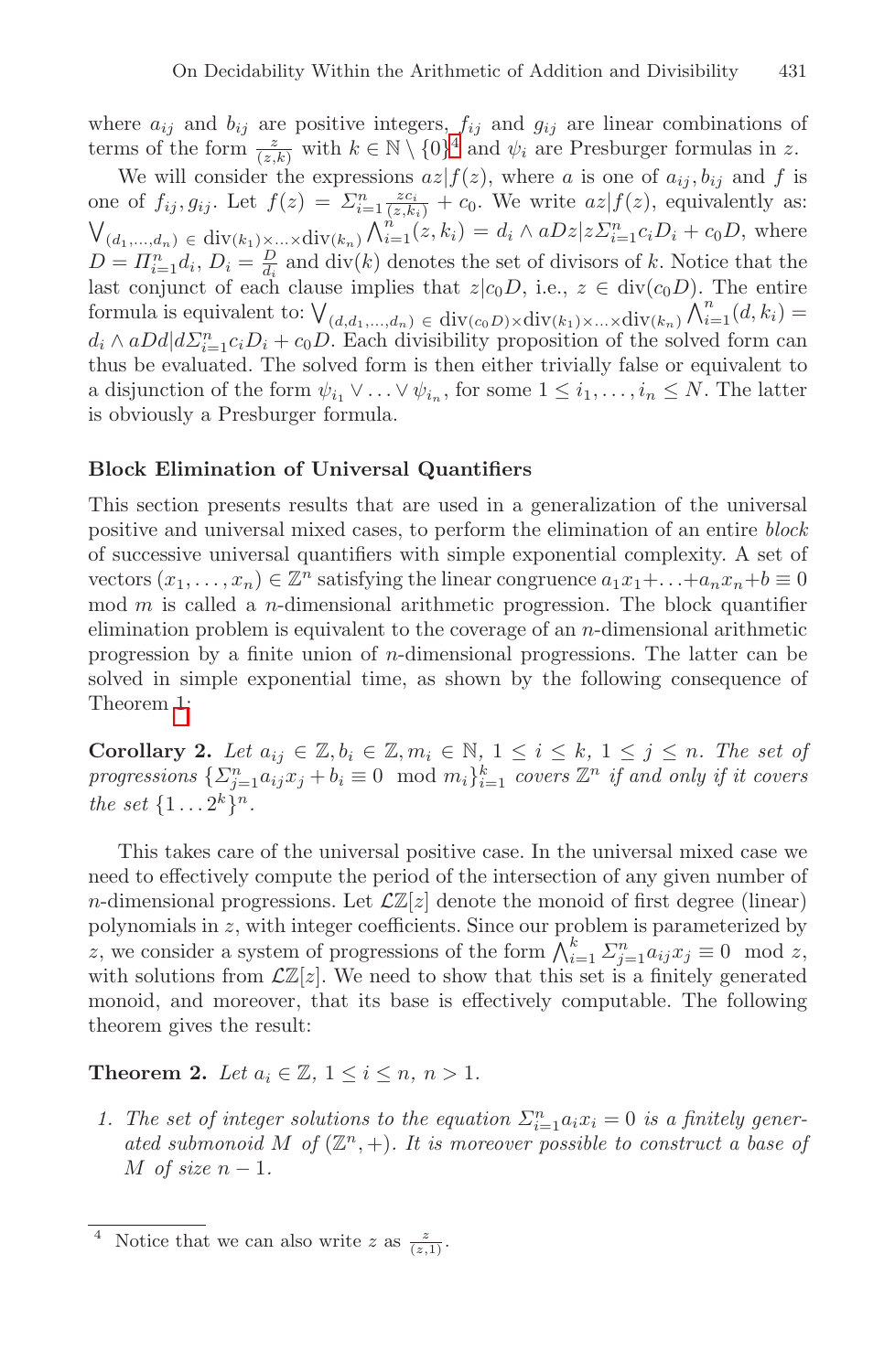where $a_{ij}$ and $b_{ij}$ are positive integers, $f_{ij}$ and $g_{ij}$ are linear combinations of terms of the form $\frac{z}{(z,k)}$ with $k \in \mathbb{N} \setminus \{0\}$[4] and $\psi_i$ are Presburger formulas in $z$.

We will consider the expressions $az|f(z)$, where $a$ is one of $a_{ij}, b_{ij}$ and $f$ is one of $f_{ij}, g_{ij}$. Let $f(z) = \Sigma_{i=1}^{n} \frac{zc_i}{(z,k_i)} + c_0$. We write $az|f(z)$, equivalently as: $\bigvee_{(d_1,\ldots,d_n) \in \mathrm{div}(k_1)\times\ldots\times\mathrm{div}(k_n)} \bigwedge_{i=1}^{n} (z, k_i) = d_i \wedge aDz|z\Sigma_{i=1}^{n} c_i D_i + c_0 D$, where $D = \Pi_{i=1}^{n} d_i$, $D_i = \frac{D}{d_i}$ and $\mathrm{div}(k)$ denotes the set of divisors of $k$. Notice that the last conjunct of each clause implies that $z|c_0 D$, i.e., $z \in \mathrm{div}(c_0 D)$. The entire formula is equivalent to: $\bigvee_{(d,d_1,\ldots,d_n) \in \mathrm{div}(c_0 D)\times\mathrm{div}(k_1)\times\ldots\times\mathrm{div}(k_n)} \bigwedge_{i=1}^{n} (d, k_i) = d_i \wedge aDd|d\Sigma_{i=1}^{n} c_i D_i + c_0 D$. Each divisibility proposition of the solved form can thus be evaluated. The solved form is then either trivially false or equivalent to a disjunction of the form $\psi_{i_1} \vee \ldots \vee \psi_{i_n}$, for some $1 \leq i_1, \ldots, i_n \leq N$. The latter is obviously a Presburger formula.

### Block Elimination of Universal Quantifiers

This section presents results that are used in a generalization of the universal positive and universal mixed cases, to perform the elimination of an entire *block* of successive universal quantifiers with simple exponential complexity. A set of vectors $(x_1, \ldots, x_n) \in \mathbb{Z}^n$ satisfying the linear congruence $a_1 x_1 + \ldots + a_n x_n + b \equiv 0 \mod m$ is called a $n$-dimensional arithmetic progression. The block quantifier elimination problem is equivalent to the coverage of an $n$-dimensional arithmetic progression by a finite union of $n$-dimensional progressions. The latter can be solved in simple exponential time, as shown by the following consequence of Theorem 1:

**Corollary 2.** *Let $a_{ij} \in \mathbb{Z}, b_i \in \mathbb{Z}, m_i \in \mathbb{N}$, $1 \leq i \leq k$, $1 \leq j \leq n$. The set of progressions $\{\Sigma_{j=1}^{n} a_{ij} x_j + b_i \equiv 0 \mod m_i\}_{i=1}^{k}$ covers $\mathbb{Z}^n$ if and only if it covers the set $\{1 \ldots 2^k\}^n$.*

This takes care of the universal positive case. In the universal mixed case we need to effectively compute the period of the intersection of any given number of $n$-dimensional progressions. Let $\mathcal{L}\mathbb{Z}[z]$ denote the monoid of first degree (linear) polynomials in $z$, with integer coefficients. Since our problem is parameterized by $z$, we consider a system of progressions of the form $\bigwedge_{i=1}^{k} \Sigma_{j=1}^{n} a_{ij} x_j \equiv 0 \mod z$, with solutions from $\mathcal{L}\mathbb{Z}[z]$. We need to show that this set is a finitely generated monoid, and moreover, that its base is effectively computable. The following theorem gives the result:

**Theorem 2.** *Let $a_i \in \mathbb{Z}$, $1 \leq i \leq n$, $n > 1$.*

1. *The set of integer solutions to the equation $\Sigma_{i=1}^{n} a_i x_i = 0$ is a finitely generated submonoid $M$ of $(\mathbb{Z}^n, +)$. It is moreover possible to construct a base of $M$ of size $n - 1$.*

---

[4] Notice that we can also write $z$ as $\frac{z}{(z,1)}$.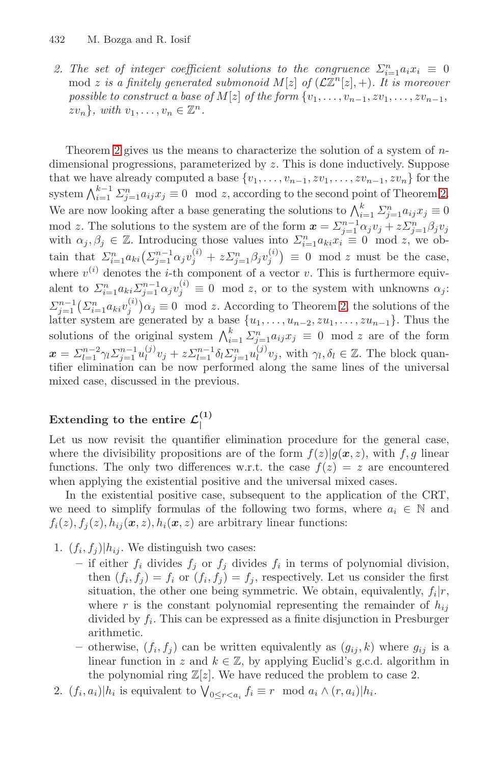2. *The set of integer coefficient solutions to the congruence $\Sigma_{i=1}^n a_i x_i \equiv 0 \mod z$ is a finitely generated submonoid $M[z]$ of $(\mathcal{L}\mathbb{Z}^n[z], +)$. It is moreover possible to construct a base of $M[z]$ of the form $\{v_1, \ldots, v_{n-1}, zv_1, \ldots, zv_{n-1}, zv_n\}$, with $v_1, \ldots, v_n \in \mathbb{Z}^n$.*

Theorem 2 gives us the means to characterize the solution of a system of $n$-dimensional progressions, parameterized by $z$. This is done inductively. Suppose that we have already computed a base $\{v_1, \ldots, v_{n-1}, zv_1, \ldots, zv_{n-1}, zv_n\}$ for the system $\bigwedge_{i=1}^{k-1} \Sigma_{j=1}^n a_{ij} x_j \equiv 0 \mod z$, according to the second point of Theorem 2. We are now looking after a base generating the solutions to $\bigwedge_{i=1}^{k} \Sigma_{j=1}^n a_{ij} x_j \equiv 0 \mod z$. The solutions to the system are of the form $\boldsymbol{x} = \Sigma_{j=1}^{n-1} \alpha_j v_j + z \Sigma_{j=1}^n \beta_j v_j$ with $\alpha_j, \beta_j \in \mathbb{Z}$. Introducing those values into $\Sigma_{i=1}^n a_{ki} x_i \equiv 0 \mod z$, we obtain that $\Sigma_{i=1}^n a_{ki} \big( \Sigma_{j=1}^{n-1} \alpha_j v_j^{(i)} + z \Sigma_{j=1}^n \beta_j v_j^{(i)} \big) \equiv 0 \mod z$ must be the case, where $v^{(i)}$ denotes the $i$-th component of a vector $v$. This is furthermore equivalent to $\Sigma_{i=1}^n a_{ki} \Sigma_{j=1}^{n-1} \alpha_j v_j^{(i)} \equiv 0 \mod z$, or to the system with unknowns $\alpha_j$: $\Sigma_{j=1}^{n-1} \big( \Sigma_{i=1}^n a_{ki} v_j^{(i)} \big) \alpha_j \equiv 0 \mod z$. According to Theorem 2, the solutions of the latter system are generated by a base $\{u_1, \ldots, u_{n-2}, zu_1, \ldots, zu_{n-1}\}$. Thus the solutions of the original system $\bigwedge_{i=1}^{k} \Sigma_{j=1}^n a_{ij} x_j \equiv 0 \mod z$ are of the form $\boldsymbol{x} = \Sigma_{l=1}^{n-2} \gamma_l \Sigma_{j=1}^{n-1} u_l^{(j)} v_j + z \Sigma_{l=1}^{n-1} \delta_l \Sigma_{j=1}^n u_l^{(j)} v_j$, with $\gamma_l, \delta_l \in \mathbb{Z}$. The block quantifier elimination can be now performed along the same lines of the universal mixed case, discussed in the previous.

**Extending to the entire $\mathcal{L}_{|}^{(1)}$**

Let us now revisit the quantifier elimination procedure for the general case, where the divisibility propositions are of the form $f(z) | g(\boldsymbol{x}, z)$, with $f, g$ linear functions. The only two differences w.r.t. the case $f(z) = z$ are encountered when applying the existential positive and the universal mixed cases.

In the existential positive case, subsequent to the application of the CRT, we need to simplify formulas of the following two forms, where $a_i \in \mathbb{N}$ and $f_i(z), f_j(z), h_{ij}(\boldsymbol{x}, z), h_i(\boldsymbol{x}, z)$ are arbitrary linear functions:

1. $(f_i, f_j) | h_{ij}$. We distinguish two cases:
   - if either $f_i$ divides $f_j$ or $f_j$ divides $f_i$ in terms of polynomial division, then $(f_i, f_j) = f_i$ or $(f_i, f_j) = f_j$, respectively. Let us consider the first situation, the other one being symmetric. We obtain, equivalently, $f_i | r$, where $r$ is the constant polynomial representing the remainder of $h_{ij}$ divided by $f_i$. This can be expressed as a finite disjunction in Presburger arithmetic.
   - otherwise, $(f_i, f_j)$ can be written equivalently as $(g_{ij}, k)$ where $g_{ij}$ is a linear function in $z$ and $k \in \mathbb{Z}$, by applying Euclid's g.c.d. algorithm in the polynomial ring $\mathbb{Z}[z]$. We have reduced the problem to case 2.
2. $(f_i, a_i) | h_i$ is equivalent to $\bigvee_{0 \le r < a_i} f_i \equiv r \mod a_i \wedge (r, a_i) | h_i$.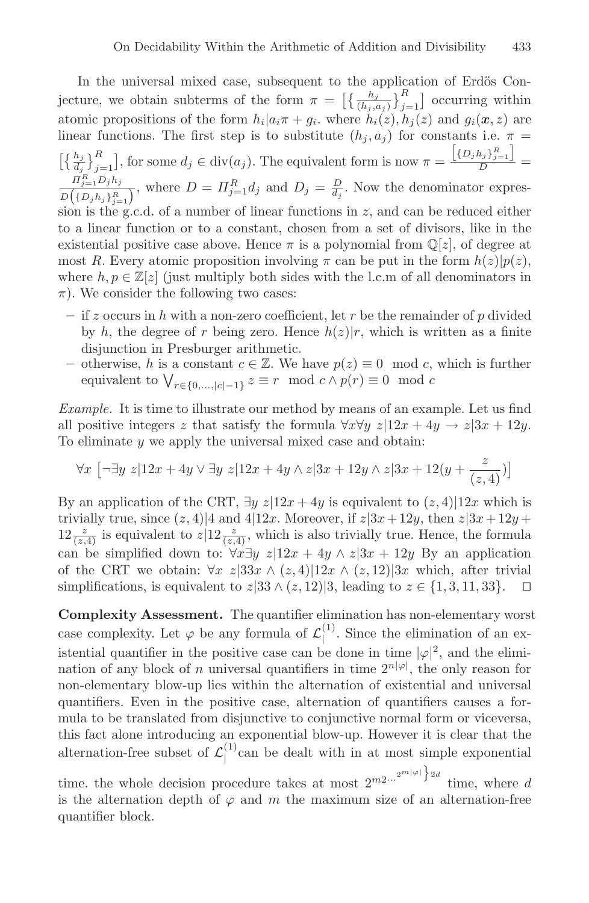In the universal mixed case, subsequent to the application of Erdös Conjecture, we obtain subterms of the form $\pi = \left[\left\{\frac{h_j}{(h_j,a_j)}\right\}_{j=1}^R\right]$ occurring within atomic propositions of the form $h_i|a_i\pi + g_i$. where $h_i(z), h_j(z)$ and $g_i(\boldsymbol{x}, z)$ are linear functions. The first step is to substitute $(h_j, a_j)$ for constants i.e. $\pi = \left[\left\{\frac{h_j}{d_j}\right\}_{j=1}^R\right]$, for some $d_j \in \mathrm{div}(a_j)$. The equivalent form is now $\pi = \frac{\left[\{D_j h_j\}_{j=1}^R\right]}{D} = \frac{\Pi_{j=1}^R D_j h_j}{D\left(\{D_j h_j\}_{j=1}^R\right)}$, where $D = \Pi_{j=1}^R d_j$ and $D_j = \frac{D}{d_j}$. Now the denominator expression is the g.c.d. of a number of linear functions in $z$, and can be reduced either to a linear function or to a constant, chosen from a set of divisors, like in the existential positive case above. Hence $\pi$ is a polynomial from $\mathbb{Q}[z]$, of degree at most $R$. Every atomic proposition involving $\pi$ can be put in the form $h(z)|p(z)$, where $h, p \in \mathbb{Z}[z]$ (just multiply both sides with the l.c.m of all denominators in $\pi$). We consider the following two cases:

- if $z$ occurs in $h$ with a non-zero coefficient, let $r$ be the remainder of $p$ divided by $h$, the degree of $r$ being zero. Hence $h(z)|r$, which is written as a finite disjunction in Presburger arithmetic.
- otherwise, $h$ is a constant $c \in \mathbb{Z}$. We have $p(z) \equiv 0 \mod c$, which is further equivalent to $\bigvee_{r \in \{0,\ldots,|c|-1\}} z \equiv r \mod c \wedge p(r) \equiv 0 \mod c$

*Example.* It is time to illustrate our method by means of an example. Let us find all positive integers $z$ that satisfy the formula $\forall x \forall y \; z|12x + 4y \rightarrow z|3x + 12y$. To eliminate $y$ we apply the universal mixed case and obtain:

$$\forall x \left[\neg \exists y \; z|12x + 4y \vee \exists y \; z|12x + 4y \wedge z|3x + 12y \wedge z|3x + 12(y + \frac{z}{(z,4)})\right]$$

By an application of the CRT, $\exists y \; z|12x + 4y$ is equivalent to $(z, 4)|12x$ which is trivially true, since $(z, 4)|4$ and $4|12x$. Moreover, if $z|3x + 12y$, then $z|3x + 12y + 12\frac{z}{(z,4)}$ is equivalent to $z|12\frac{z}{(z,4)}$, which is also trivially true. Hence, the formula can be simplified down to: $\forall x \exists y \; z|12x + 4y \wedge z|3x + 12y$ By an application of the CRT we obtain: $\forall x \; z|33x \wedge (z, 4)|12x \wedge (z, 12)|3x$ which, after trivial simplifications, is equivalent to $z|33 \wedge (z, 12)|3$, leading to $z \in \{1, 3, 11, 33\}$. $\square$

**Complexity Assessment.** The quantifier elimination has non-elementary worst case complexity. Let $\varphi$ be any formula of $\mathcal{L}_|^{(1)}$. Since the elimination of an existential quantifier in the positive case can be done in time $|\varphi|^2$, and the elimination of any block of $n$ universal quantifiers in time $2^{n|\varphi|}$, the only reason for non-elementary blow-up lies within the alternation of existential and universal quantifiers. Even in the positive case, alternation of quantifiers causes a formula to be translated from disjunctive to conjunctive normal form or viceversa, this fact alone introducing an exponential blow-up. However it is clear that the alternation-free subset of $\mathcal{L}_|^{(1)}$ can be dealt with in at most simple exponential time. the whole decision procedure takes at most $2^{m2^{\cdots^{2^{m|\varphi|}}}}\Big\}_{2d}$ time, where $d$ is the alternation depth of $\varphi$ and $m$ the maximum size of an alternation-free quantifier block.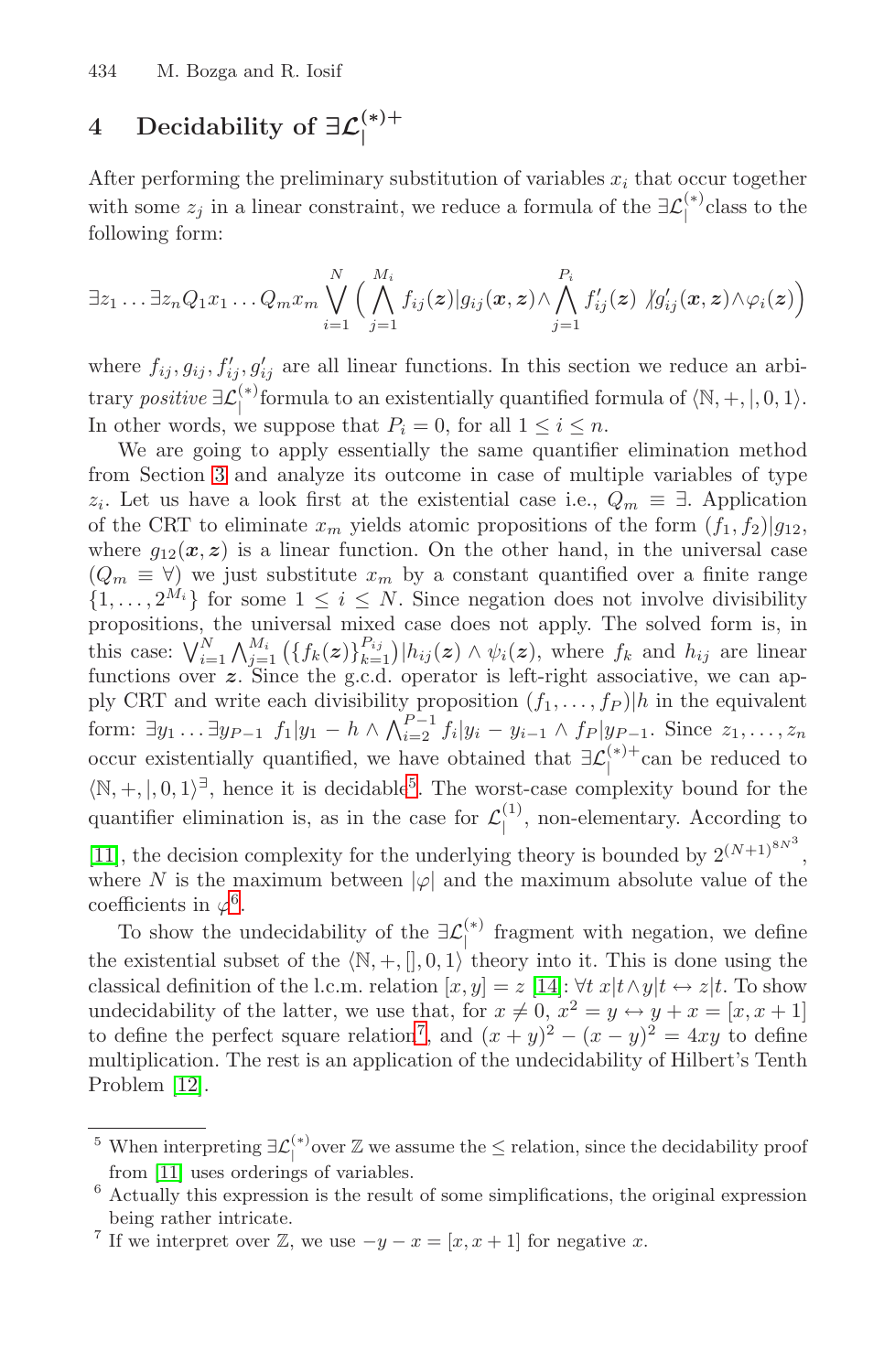## 4 Decidability of $\exists\mathcal{L}_|^{(*)+}$

After performing the preliminary substitution of variables $x_i$ that occur together with some $z_j$ in a linear constraint, we reduce a formula of the $\exists\mathcal{L}_|^{(*)}$class to the following form:

$$\exists z_1 \ldots \exists z_n Q_1 x_1 \ldots Q_m x_m \bigvee_{i=1}^{N} \Big( \bigwedge_{j=1}^{M_i} f_{ij}(\boldsymbol{z}) | g_{ij}(\boldsymbol{x}, \boldsymbol{z}) \wedge \bigwedge_{j=1}^{P_i} f'_{ij}(\boldsymbol{z}) \not| g'_{ij}(\boldsymbol{x}, \boldsymbol{z}) \wedge \varphi_i(\boldsymbol{z}) \Big)$$

where $f_{ij}, g_{ij}, f'_{ij}, g'_{ij}$ are all linear functions. In this section we reduce an arbitrary *positive* $\exists\mathcal{L}_|^{(*)}$formula to an existentially quantified formula of $\langle \mathbb{N}, +, |, 0, 1 \rangle$. In other words, we suppose that $P_i = 0$, for all $1 \leq i \leq n$.

We are going to apply essentially the same quantifier elimination method from Section 3 and analyze its outcome in case of multiple variables of type $z_i$. Let us have a look first at the existential case i.e., $Q_m \equiv \exists$. Application of the CRT to eliminate $x_m$ yields atomic propositions of the form $(f_1, f_2) | g_{12}$, where $g_{12}(\boldsymbol{x}, \boldsymbol{z})$ is a linear function. On the other hand, in the universal case ($Q_m \equiv \forall$) we just substitute $x_m$ by a constant quantified over a finite range $\{1, \ldots, 2^{M_i}\}$ for some $1 \leq i \leq N$. Since negation does not involve divisibility propositions, the universal mixed case does not apply. The solved form is, in this case: $\bigvee_{i=1}^{N} \bigwedge_{j=1}^{M_i} \big(\{f_k(\boldsymbol{z})\}_{k=1}^{P_{ij}}\big) | h_{ij}(\boldsymbol{z}) \wedge \psi_i(\boldsymbol{z})$, where $f_k$ and $h_{ij}$ are linear functions over $\boldsymbol{z}$. Since the g.c.d. operator is left-right associative, we can apply CRT and write each divisibility proposition $(f_1, \ldots, f_P) | h$ in the equivalent form: $\exists y_1 \ldots \exists y_{P-1}\ f_1 | y_1 - h \wedge \bigwedge_{i=2}^{P-1} f_i | y_i - y_{i-1} \wedge f_P | y_{P-1}$. Since $z_1, \ldots, z_n$ occur existentially quantified, we have obtained that $\exists\mathcal{L}_|^{(*)+}$can be reduced to $\langle \mathbb{N}, +, |, 0, 1 \rangle^{\exists}$, hence it is decidable[5]. The worst-case complexity bound for the quantifier elimination is, as in the case for $\mathcal{L}_|^{(1)}$, non-elementary. According to [11], the decision complexity for the underlying theory is bounded by $2^{(N+1)^{8N^3}}$, where $N$ is the maximum between $|\varphi|$ and the maximum absolute value of the coefficients in $\varphi$[6].

To show the undecidability of the $\exists\mathcal{L}_|^{(*)}$ fragment with negation, we define the existential subset of the $\langle \mathbb{N}, +, [], 0, 1 \rangle$ theory into it. This is done using the classical definition of the l.c.m. relation $[x, y] = z$ [14]: $\forall t\ x|t \wedge y|t \leftrightarrow z|t$. To show undecidability of the latter, we use that, for $x \neq 0$, $x^2 = y \leftrightarrow y + x = [x, x+1]$ to define the perfect square relation[7], and $(x+y)^2 - (x-y)^2 = 4xy$ to define multiplication. The rest is an application of the undecidability of Hilbert's Tenth Problem [12].

---

[5] When interpreting $\exists\mathcal{L}_|^{(*)}$over $\mathbb{Z}$ we assume the $\leq$ relation, since the decidability proof from [11] uses orderings of variables.

[6] Actually this expression is the result of some simplifications, the original expression being rather intricate.

[7] If we interpret over $\mathbb{Z}$, we use $-y - x = [x, x+1]$ for negative $x$.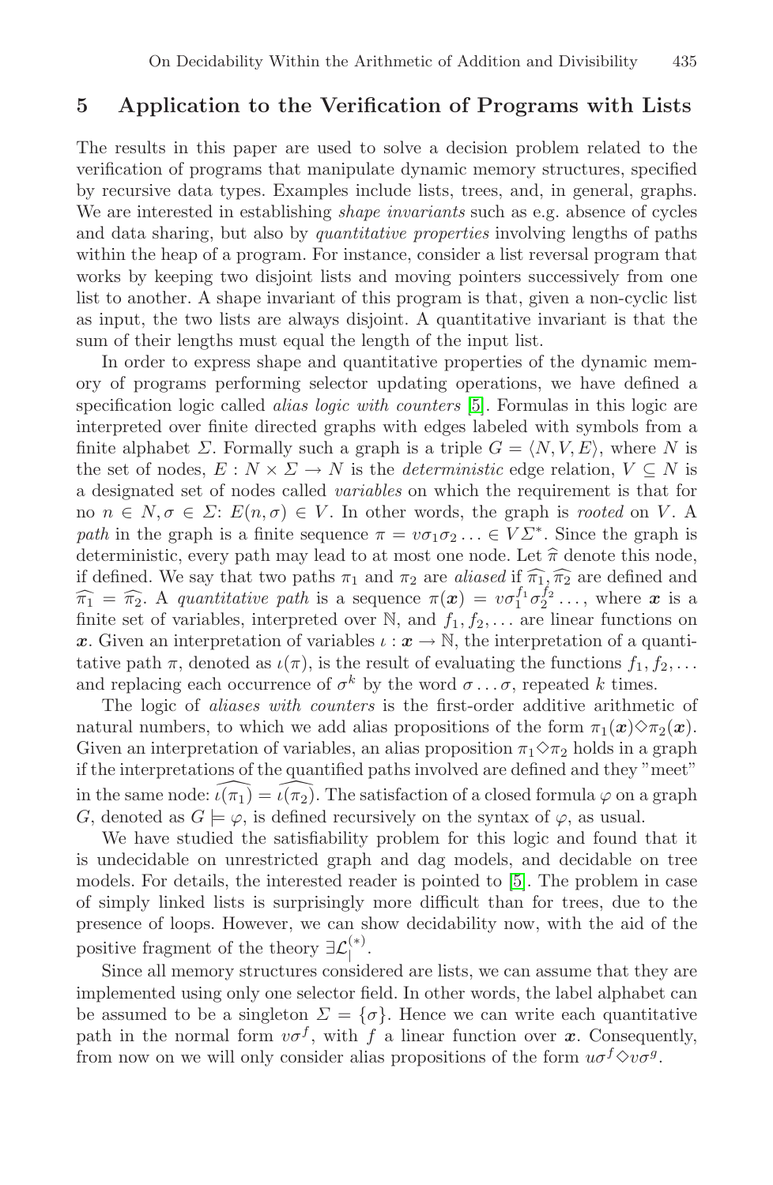## 5 Application to the Verification of Programs with Lists

The results in this paper are used to solve a decision problem related to the verification of programs that manipulate dynamic memory structures, specified by recursive data types. Examples include lists, trees, and, in general, graphs. We are interested in establishing *shape invariants* such as e.g. absence of cycles and data sharing, but also by *quantitative properties* involving lengths of paths within the heap of a program. For instance, consider a list reversal program that works by keeping two disjoint lists and moving pointers successively from one list to another. A shape invariant of this program is that, given a non-cyclic list as input, the two lists are always disjoint. A quantitative invariant is that the sum of their lengths must equal the length of the input list.

In order to express shape and quantitative properties of the dynamic memory of programs performing selector updating operations, we have defined a specification logic called *alias logic with counters* [5]. Formulas in this logic are interpreted over finite directed graphs with edges labeled with symbols from a finite alphabet $\Sigma$. Formally such a graph is a triple $G = \langle N, V, E \rangle$, where $N$ is the set of nodes, $E : N \times \Sigma \to N$ is the *deterministic* edge relation, $V \subseteq N$ is a designated set of nodes called *variables* on which the requirement is that for no $n \in N, \sigma \in \Sigma$: $E(n, \sigma) \in V$. In other words, the graph is *rooted* on $V$. A *path* in the graph is a finite sequence $\pi = v\sigma_1\sigma_2 \ldots \in V\Sigma^*$. Since the graph is deterministic, every path may lead to at most one node. Let $\widehat{\pi}$ denote this node, if defined. We say that two paths $\pi_1$ and $\pi_2$ are *aliased* if $\widehat{\pi_1}, \widehat{\pi_2}$ are defined and $\widehat{\pi_1} = \widehat{\pi_2}$. A *quantitative path* is a sequence $\pi(\boldsymbol{x}) = v\sigma_1^{f_1}\sigma_2^{f_2}\ldots$, where $\boldsymbol{x}$ is a finite set of variables, interpreted over $\mathbb{N}$, and $f_1, f_2, \ldots$ are linear functions on $\boldsymbol{x}$. Given an interpretation of variables $\iota : \boldsymbol{x} \to \mathbb{N}$, the interpretation of a quantitative path $\pi$, denoted as $\iota(\pi)$, is the result of evaluating the functions $f_1, f_2, \ldots$ and replacing each occurrence of $\sigma^k$ by the word $\sigma \ldots \sigma$, repeated $k$ times.

The logic of *aliases with counters* is the first-order additive arithmetic of natural numbers, to which we add alias propositions of the form $\pi_1(\boldsymbol{x})\Diamond\pi_2(\boldsymbol{x})$. Given an interpretation of variables, an alias proposition $\pi_1\Diamond\pi_2$ holds in a graph if the interpretations of the quantified paths involved are defined and they "meet" in the same node: $\widehat{\iota(\pi_1)} = \widehat{\iota(\pi_2)}$. The satisfaction of a closed formula $\varphi$ on a graph $G$, denoted as $G \models \varphi$, is defined recursively on the syntax of $\varphi$, as usual.

We have studied the satisfiability problem for this logic and found that it is undecidable on unrestricted graph and dag models, and decidable on tree models. For details, the interested reader is pointed to [5]. The problem in case of simply linked lists is surprisingly more difficult than for trees, due to the presence of loops. However, we can show decidability now, with the aid of the positive fragment of the theory $\exists\mathcal{L}_{|}^{(*)}$.

Since all memory structures considered are lists, we can assume that they are implemented using only one selector field. In other words, the label alphabet can be assumed to be a singleton $\Sigma = \{\sigma\}$. Hence we can write each quantitative path in the normal form $v\sigma^f$, with $f$ a linear function over $\boldsymbol{x}$. Consequently, from now on we will only consider alias propositions of the form $u\sigma^f\Diamond v\sigma^g$.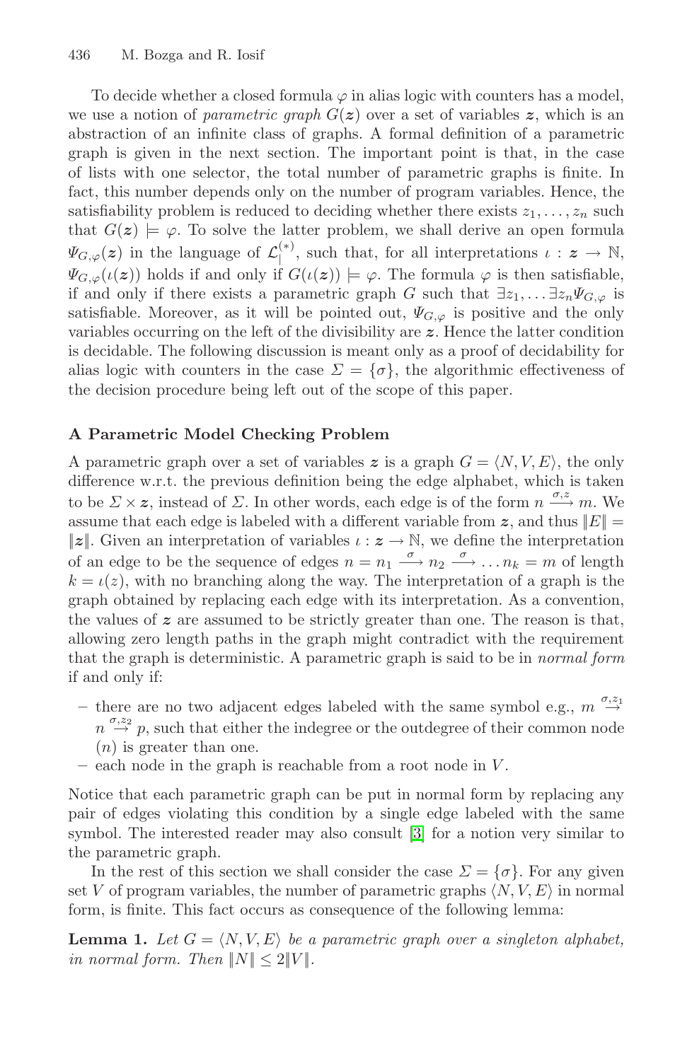To decide whether a closed formula $\varphi$ in alias logic with counters has a model, we use a notion of *parametric graph* $G(\boldsymbol{z})$ over a set of variables $\boldsymbol{z}$, which is an abstraction of an infinite class of graphs. A formal definition of a parametric graph is given in the next section. The important point is that, in the case of lists with one selector, the total number of parametric graphs is finite. In fact, this number depends only on the number of program variables. Hence, the satisfiability problem is reduced to deciding whether there exists $z_1, \ldots, z_n$ such that $G(\boldsymbol{z}) \models \varphi$. To solve the latter problem, we shall derive an open formula $\Psi_{G,\varphi}(\boldsymbol{z})$ in the language of $\mathcal{L}_{|}^{(*)}$, such that, for all interpretations $\iota : \boldsymbol{z} \rightarrow \mathbb{N}$, $\Psi_{G,\varphi}(\iota(\boldsymbol{z}))$ holds if and only if $G(\iota(\boldsymbol{z})) \models \varphi$. The formula $\varphi$ is then satisfiable, if and only if there exists a parametric graph $G$ such that $\exists z_1, \ldots \exists z_n \Psi_{G,\varphi}$ is satisfiable. Moreover, as it will be pointed out, $\Psi_{G,\varphi}$ is positive and the only variables occurring on the left of the divisibility are $\boldsymbol{z}$. Hence the latter condition is decidable. The following discussion is meant only as a proof of decidability for alias logic with counters in the case $\Sigma = \{\sigma\}$, the algorithmic effectiveness of the decision procedure being left out of the scope of this paper.

**A Parametric Model Checking Problem**

A parametric graph over a set of variables $\boldsymbol{z}$ is a graph $G = \langle N, V, E \rangle$, the only difference w.r.t. the previous definition being the edge alphabet, which is taken to be $\Sigma \times \boldsymbol{z}$, instead of $\Sigma$. In other words, each edge is of the form $n \xrightarrow{\sigma,z} m$. We assume that each edge is labeled with a different variable from $\boldsymbol{z}$, and thus $\|E\| = \|\boldsymbol{z}\|$. Given an interpretation of variables $\iota : \boldsymbol{z} \rightarrow \mathbb{N}$, we define the interpretation of an edge to be the sequence of edges $n = n_1 \xrightarrow{\sigma} n_2 \xrightarrow{\sigma} \ldots n_k = m$ of length $k = \iota(z)$, with no branching along the way. The interpretation of a graph is the graph obtained by replacing each edge with its interpretation. As a convention, the values of $\boldsymbol{z}$ are assumed to be strictly greater than one. The reason is that, allowing zero length paths in the graph might contradict with the requirement that the graph is deterministic. A parametric graph is said to be in *normal form* if and only if:

– there are no two adjacent edges labeled with the same symbol e.g., $m \overset{\sigma,z_1}{\rightarrow} n \overset{\sigma,z_2}{\rightarrow} p$, such that either the indegree or the outdegree of their common node ($n$) is greater than one.
– each node in the graph is reachable from a root node in $V$.

Notice that each parametric graph can be put in normal form by replacing any pair of edges violating this condition by a single edge labeled with the same symbol. The interested reader may also consult [3] for a notion very similar to the parametric graph.

In the rest of this section we shall consider the case $\Sigma = \{\sigma\}$. For any given set $V$ of program variables, the number of parametric graphs $\langle N, V, E \rangle$ in normal form, is finite. This fact occurs as consequence of the following lemma:

**Lemma 1.** *Let $G = \langle N, V, E \rangle$ be a parametric graph over a singleton alphabet, in normal form. Then $\|N\| \leq 2\|V\|$.*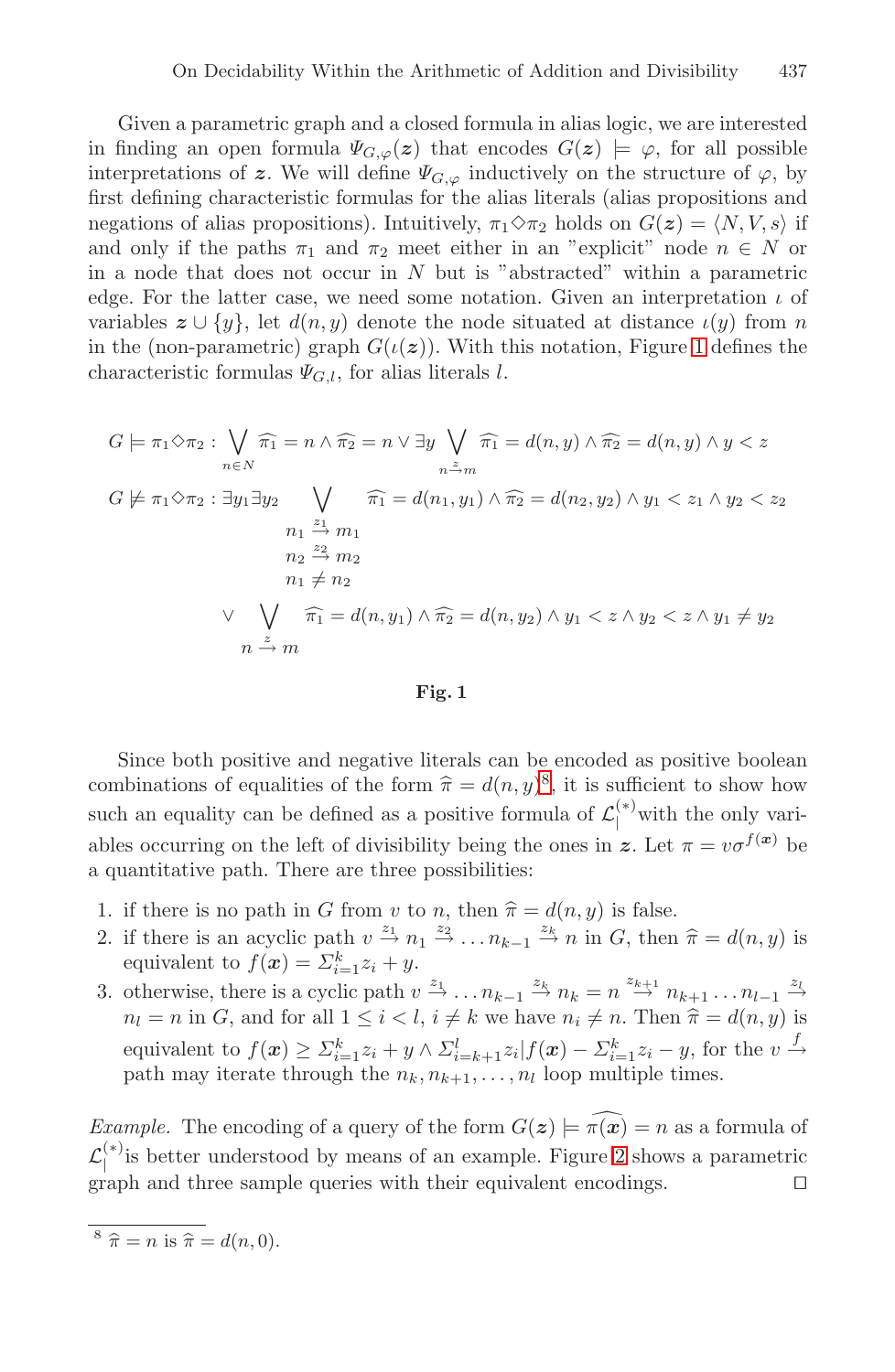Given a parametric graph and a closed formula in alias logic, we are interested in finding an open formula $\Psi_{G,\varphi}(\boldsymbol{z})$ that encodes $G(\boldsymbol{z}) \models \varphi$, for all possible interpretations of $\boldsymbol{z}$. We will define $\Psi_{G,\varphi}$ inductively on the structure of $\varphi$, by first defining characteristic formulas for the alias literals (alias propositions and negations of alias propositions). Intuitively, $\pi_1 \diamond \pi_2$ holds on $G(\boldsymbol{z}) = \langle N, V, s\rangle$ if and only if the paths $\pi_1$ and $\pi_2$ meet either in an "explicit" node $n \in N$ or in a node that does not occur in $N$ but is "abstracted" within a parametric edge. For the latter case, we need some notation. Given an interpretation $\iota$ of variables $\boldsymbol{z} \cup \{y\}$, let $d(n, y)$ denote the node situated at distance $\iota(y)$ from $n$ in the (non-parametric) graph $G(\iota(\boldsymbol{z}))$. With this notation, Figure 1 defines the characteristic formulas $\Psi_{G,l}$, for alias literals $l$.

$$G \models \pi_1 \diamond \pi_2 : \bigvee_{n \in N} \widehat{\pi_1} = n \wedge \widehat{\pi_2} = n \vee \exists y \bigvee_{n \xrightarrow{z} m} \widehat{\pi_1} = d(n,y) \wedge \widehat{\pi_2} = d(n,y) \wedge y < z$$

$$G \not\models \pi_1 \diamond \pi_2 : \exists y_1 \exists y_2 \bigvee_{\substack{n_1 \xrightarrow{z_1} m_1 \\ n_2 \xrightarrow{z_2} m_2 \\ n_1 \neq n_2}} \widehat{\pi_1} = d(n_1,y_1) \wedge \widehat{\pi_2} = d(n_2,y_2) \wedge y_1 < z_1 \wedge y_2 < z_2$$

$$\vee \bigvee_{n \xrightarrow{z} m} \widehat{\pi_1} = d(n,y_1) \wedge \widehat{\pi_2} = d(n,y_2) \wedge y_1 < z \wedge y_2 < z \wedge y_1 \neq y_2$$

**Fig. 1**

Since both positive and negative literals can be encoded as positive boolean combinations of equalities of the form $\widehat{\pi} = d(n, y)$[8], it is sufficient to show how such an equality can be defined as a positive formula of $\mathcal{L}_|^{(*)}$ with the only variables occurring on the left of divisibility being the ones in $\boldsymbol{z}$. Let $\pi = v\sigma^{f(\boldsymbol{x})}$ be a quantitative path. There are three possibilities:

1. if there is no path in $G$ from $v$ to $n$, then $\widehat{\pi} = d(n, y)$ is false.
2. if there is an acyclic path $v \xrightarrow{z_1} n_1 \xrightarrow{z_2} \ldots n_{k-1} \xrightarrow{z_k} n$ in $G$, then $\widehat{\pi} = d(n, y)$ is equivalent to $f(\boldsymbol{x}) = \Sigma_{i=1}^{k} z_i + y$.
3. otherwise, there is a cyclic path $v \xrightarrow{z_1} \ldots n_{k-1} \xrightarrow{z_k} n_k = n \xrightarrow{z_{k+1}} n_{k+1} \ldots n_{l-1} \xrightarrow{z_l} n_l = n$ in $G$, and for all $1 \leq i < l$, $i \neq k$ we have $n_i \neq n$. Then $\widehat{\pi} = d(n, y)$ is equivalent to $f(\boldsymbol{x}) \geq \Sigma_{i=1}^{k} z_i + y \wedge \Sigma_{i=k+1}^{l} z_i | f(\boldsymbol{x}) - \Sigma_{i=1}^{k} z_i - y$, for the $v \xrightarrow{f}$ path may iterate through the $n_k, n_{k+1}, \ldots, n_l$ loop multiple times.

*Example.* The encoding of a query of the form $G(\boldsymbol{z}) \models \widehat{\pi(\boldsymbol{x})} = n$ as a formula of $\mathcal{L}_|^{(*)}$ is better understood by means of an example. Figure 2 shows a parametric graph and three sample queries with their equivalent encodings. □

[8] $\widehat{\pi} = n$ is $\widehat{\pi} = d(n, 0)$.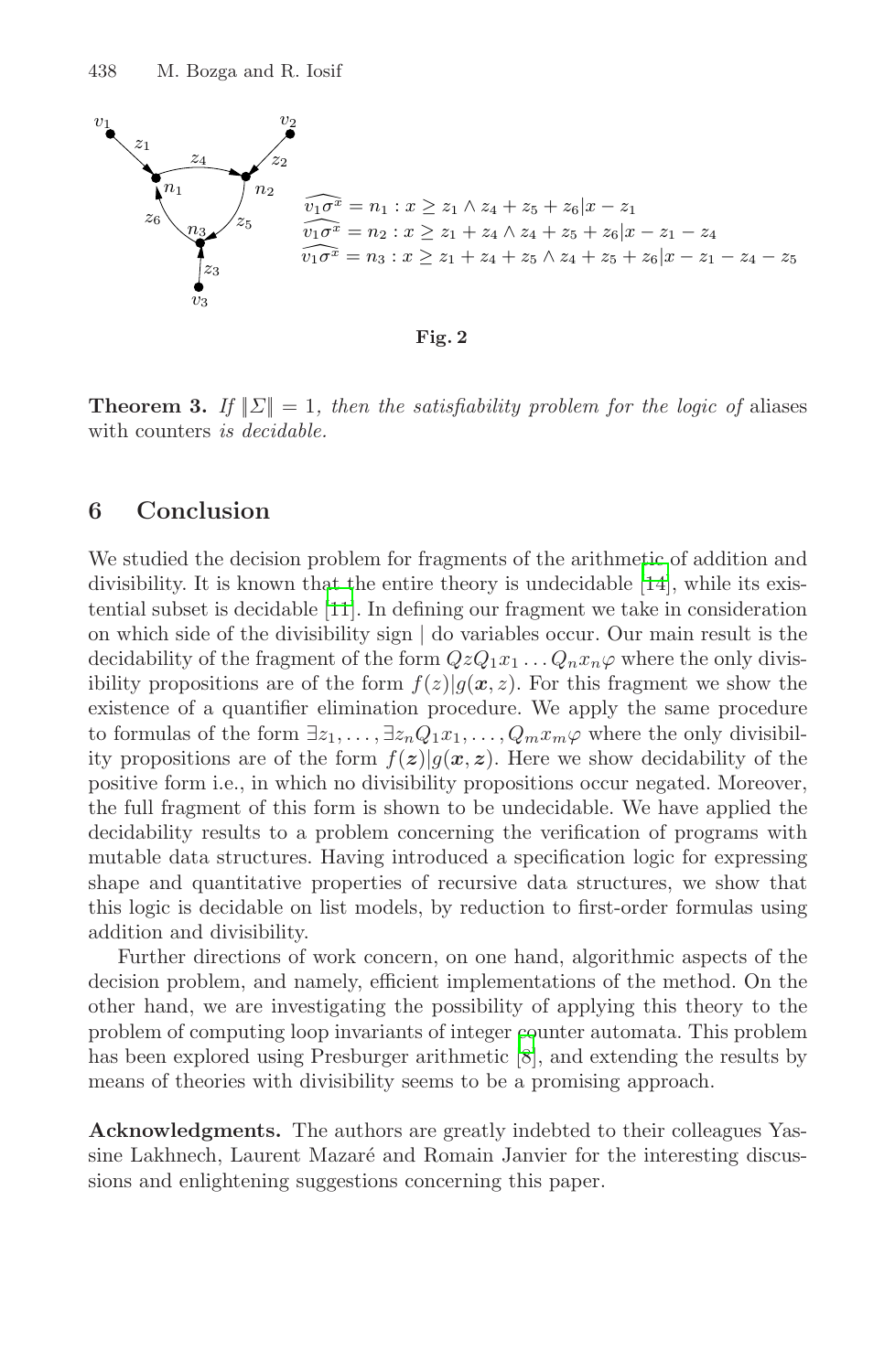$v_1$ $v_2$ $z_1$ $z_4$ $z_2$ $n_1$ $n_2$ $z_6$ $n_3$ $z_5$ $z_3$ $v_3$

$$\widehat{v_1\sigma^x} = n_1 : x \geq z_1 \wedge z_4 + z_5 + z_6 | x - z_1$$
$$\widehat{v_1\sigma^x} = n_2 : x \geq z_1 + z_4 \wedge z_4 + z_5 + z_6 | x - z_1 - z_4$$
$$\widehat{v_1\sigma^x} = n_3 : x \geq z_1 + z_4 + z_5 \wedge z_4 + z_5 + z_6 | x - z_1 - z_4 - z_5$$

**Fig. 2**

**Theorem 3.** *If $\|\Sigma\| = 1$, then the satisfiability problem for the logic of* aliases with counters *is decidable.*

## 6 Conclusion

We studied the decision problem for fragments of the arithmetic of addition and divisibility. It is known that the entire theory is undecidable [14], while its existential subset is decidable [11]. In defining our fragment we take in consideration on which side of the divisibility sign $|$ do variables occur. Our main result is the decidability of the fragment of the form $QzQ_1x_1 \ldots Q_nx_n\varphi$ where the only divisibility propositions are of the form $f(z)|g(\boldsymbol{x}, z)$. For this fragment we show the existence of a quantifier elimination procedure. We apply the same procedure to formulas of the form $\exists z_1, \ldots, \exists z_n Q_1x_1, \ldots, Q_mx_m\varphi$ where the only divisibility propositions are of the form $f(\boldsymbol{z})|g(\boldsymbol{x}, \boldsymbol{z})$. Here we show decidability of the positive form i.e., in which no divisibility propositions occur negated. Moreover, the full fragment of this form is shown to be undecidable. We have applied the decidability results to a problem concerning the verification of programs with mutable data structures. Having introduced a specification logic for expressing shape and quantitative properties of recursive data structures, we show that this logic is decidable on list models, by reduction to first-order formulas using addition and divisibility.

Further directions of work concern, on one hand, algorithmic aspects of the decision problem, and namely, efficient implementations of the method. On the other hand, we are investigating the possibility of applying this theory to the problem of computing loop invariants of integer counter automata. This problem has been explored using Presburger arithmetic [8], and extending the results by means of theories with divisibility seems to be a promising approach.

**Acknowledgments.** The authors are greatly indebted to their colleagues Yassine Lakhnech, Laurent Mazaré and Romain Janvier for the interesting discussions and enlightening suggestions concerning this paper.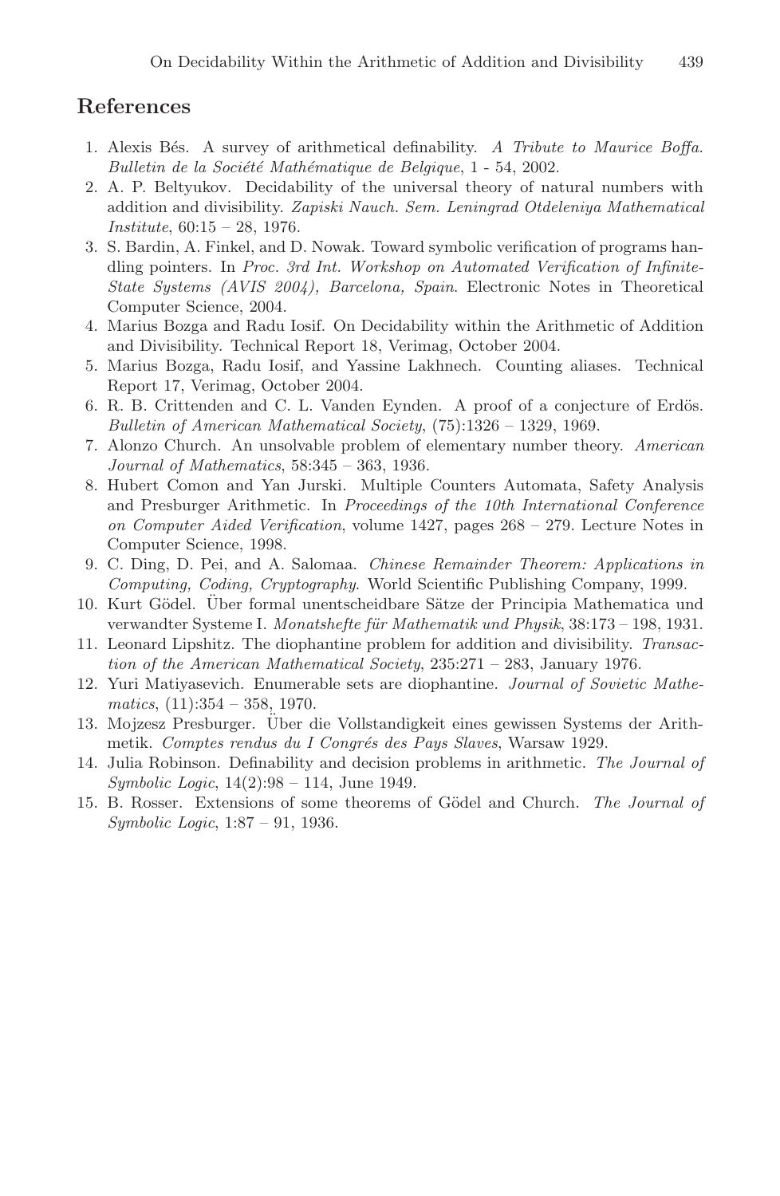## References

1. Alexis Bés. A survey of arithmetical definability. *A Tribute to Maurice Boffa. Bulletin de la Société Mathématique de Belgique*, 1 - 54, 2002.
2. A. P. Beltyukov. Decidability of the universal theory of natural numbers with addition and divisibility. *Zapiski Nauch. Sem. Leningrad Otdeleniya Mathematical Institute*, 60:15 – 28, 1976.
3. S. Bardin, A. Finkel, and D. Nowak. Toward symbolic verification of programs handling pointers. In *Proc. 3rd Int. Workshop on Automated Verification of Infinite-State Systems (AVIS 2004), Barcelona, Spain*. Electronic Notes in Theoretical Computer Science, 2004.
4. Marius Bozga and Radu Iosif. On Decidability within the Arithmetic of Addition and Divisibility. Technical Report 18, Verimag, October 2004.
5. Marius Bozga, Radu Iosif, and Yassine Lakhnech. Counting aliases. Technical Report 17, Verimag, October 2004.
6. R. B. Crittenden and C. L. Vanden Eynden. A proof of a conjecture of Erdös. *Bulletin of American Mathematical Society*, (75):1326 – 1329, 1969.
7. Alonzo Church. An unsolvable problem of elementary number theory. *American Journal of Mathematics*, 58:345 – 363, 1936.
8. Hubert Comon and Yan Jurski. Multiple Counters Automata, Safety Analysis and Presburger Arithmetic. In *Proceedings of the 10th International Conference on Computer Aided Verification*, volume 1427, pages 268 – 279. Lecture Notes in Computer Science, 1998.
9. C. Ding, D. Pei, and A. Salomaa. *Chinese Remainder Theorem: Applications in Computing, Coding, Cryptography*. World Scientific Publishing Company, 1999.
10. Kurt Gödel. Über formal unentscheidbare Sätze der Principia Mathematica und verwandter Systeme I. *Monatshefte für Mathematik und Physik*, 38:173 – 198, 1931.
11. Leonard Lipshitz. The diophantine problem for addition and divisibility. *Transaction of the American Mathematical Society*, 235:271 – 283, January 1976.
12. Yuri Matiyasevich. Enumerable sets are diophantine. *Journal of Sovietic Mathematics*, (11):354 – 358, 1970.
13. Mojzesz Presburger. Über die Vollstandigkeit eines gewissen Systems der Arithmetik. *Comptes rendus du I Congrés des Pays Slaves*, Warsaw 1929.
14. Julia Robinson. Definability and decision problems in arithmetic. *The Journal of Symbolic Logic*, 14(2):98 – 114, June 1949.
15. B. Rosser. Extensions of some theorems of Gödel and Church. *The Journal of Symbolic Logic*, 1:87 – 91, 1936.